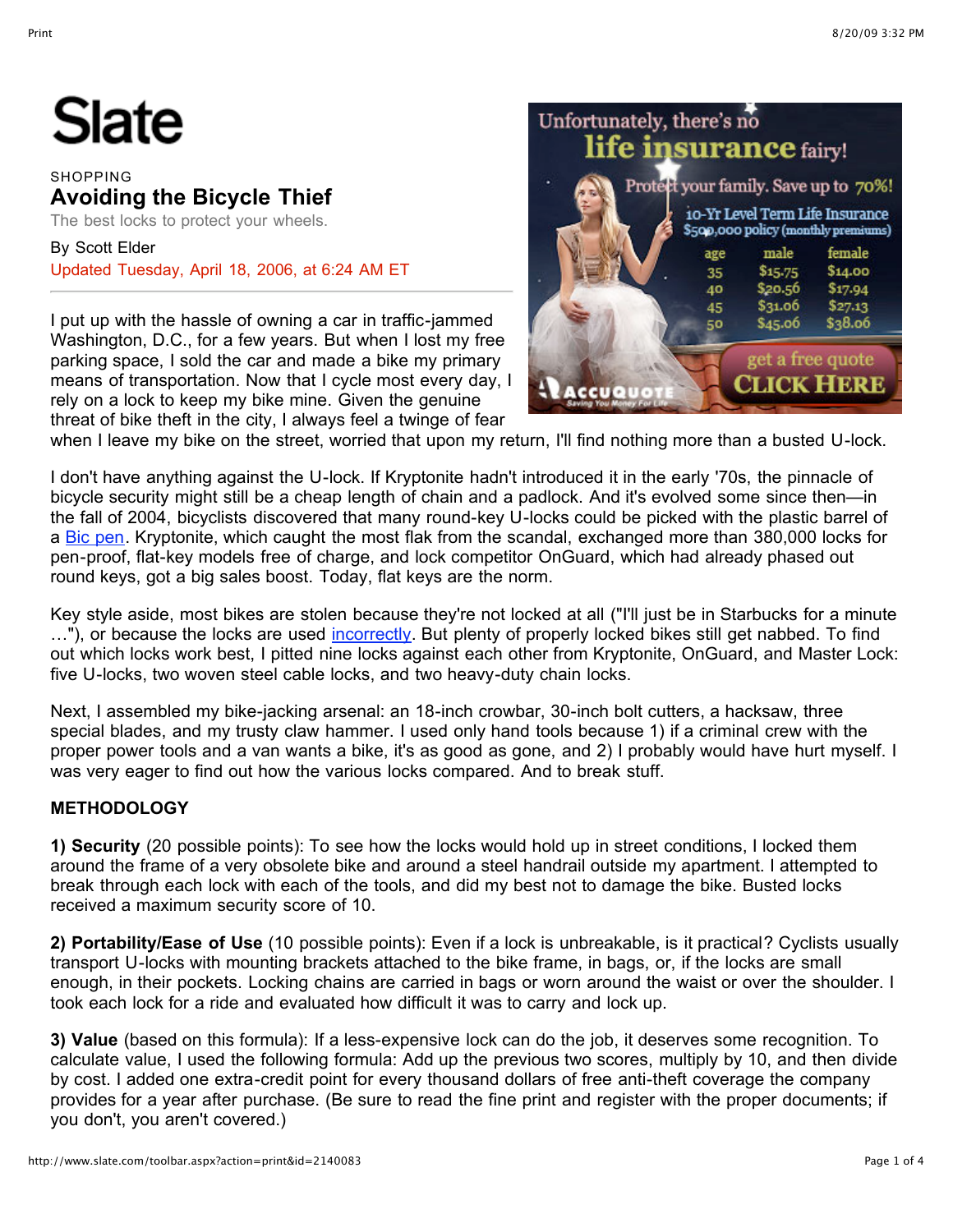Slate

SHOPPING

# Avoiding the Bicycle Thief

The best locks to protect your wheels.

By Scott Elder

Updated Tuesday, April 18, 2006, at 6:24 AM ET

I put up with the hassle of owning a car in traffic-jammed Washington, D.C., for a few years. But when I lost my free parking space, I sold the car and made a bike my primary means of transportation. Now that I cycle most every day, I rely on a lock to keep my bike mine. Given the genuine threat of bike theft in the city, I always feel a twinge of fear when I leave my bike on the street, worried that upon my return, I'll find nothing more than a busted U-lock.

I don't have anything against the U-lock. If Kryptonite hadn't introduced it in the early '70s, the pinnacle of bicycle security might still be a cheap length of chain and a padlock. And it's evolved some since then—in the fall of 2004, bicyclists discovered that many round-key U-locks could be picked with the plastic barrel of a Bic pen. Kryptonite, which caught the most flak from the scandal, exchanged more than 380,000 locks for pen-proof, flat-key models free of charge, and lock competitor OnGuard, which had already phased out round keys, got a big sales boost. Today, flat keys are the norm.

Key style aside, most bikes are stolen because they're not locked at all ("I'll just be in Starbucks for a minute …"), or because the locks are used incorrectly. But plenty of properly locked bikes still get nabbed. To find out which locks work best, I pitted nine locks against each other from Kryptonite, OnGuard, and Master Lock: five U-locks, two woven steel cable locks, and two heavy-duty chain locks.

Next, I assembled my bike-jacking arsenal: an 18-inch crowbar, 30-inch bolt cutters, a hacksaw, three special blades, and my trusty claw hammer. I used only hand tools because 1) if a criminal crew with the proper power tools and a van wants a bike, it's as good as gone, and 2) I probably would have hurt myself. I was very eager to find out how the various locks compared. And to break stuff.

**METHODOLOGY**

**1) Security** (20 possible points): To see how the locks would hold up in street conditions, I locked them around the frame of a very obsolete bike and around a steel handrail outside my apartment. I attempted to break through each lock with each of the tools, and did my best not to damage the bike. Busted locks received a maximum security score of 10.

**2) Portability/Ease of Use** (10 possible points): Even if a lock is unbreakable, is it practical? Cyclists usually transport U-locks with mounting brackets attached to the bike frame, in bags, or, if the locks are small enough, in their pockets. Locking chains are carried in bags or worn around the waist or over the shoulder. I took each lock for a ride and evaluated how difficult it was to carry and lock up.

**3) Value** (based on this formula): If a less-expensive lock can do the job, it deserves some recognition. To calculate value, I used the following formula: Add up the previous two scores, multiply by 10, and then divide by cost. I added one extra-credit point for every thousand dollars of free anti-theft coverage the company provides for a year after purchase. (Be sure to read the fine print and register with the proper documents; if you don't, you aren't covered.)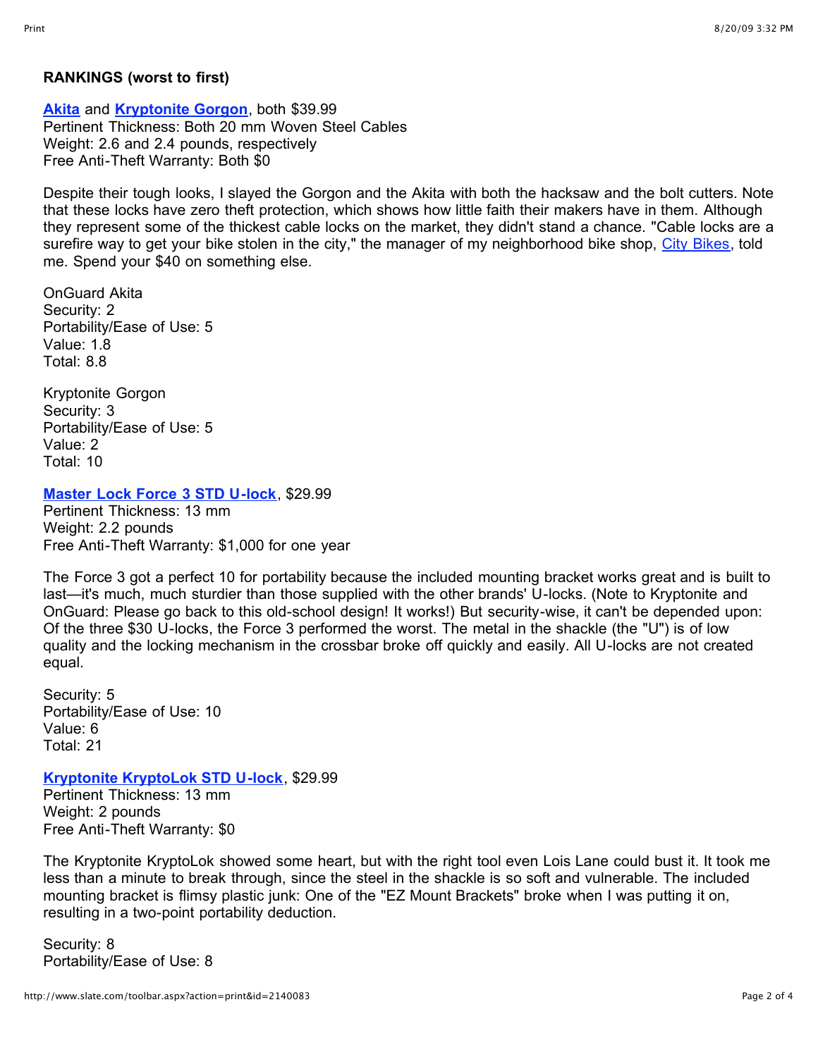**RANKINGS (worst to first)**

**[Akita](#)** and **[Kryptonite Gorgon](#)**, both $39.99
Pertinent Thickness: Both 20 mm Woven Steel Cables
Weight: 2.6 and 2.4 pounds, respectively
Free Anti-Theft Warranty: Both $0

Despite their tough looks, I slayed the Gorgon and the Akita with both the hacksaw and the bolt cutters. Note that these locks have zero theft protection, which shows how little faith their makers have in them. Although they represent some of the thickest cable locks on the market, they didn't stand a chance. "Cable locks are a surefire way to get your bike stolen in the city," the manager of my neighborhood bike shop, [City Bikes](#), told me. Spend your $40 on something else.

OnGuard Akita
Security: 2
Portability/Ease of Use: 5
Value: 1.8
Total: 8.8

Kryptonite Gorgon
Security: 3
Portability/Ease of Use: 5
Value: 2
Total: 10

**[Master Lock Force 3 STD U-lock](#)**, $29.99
Pertinent Thickness: 13 mm
Weight: 2.2 pounds
Free Anti-Theft Warranty: $1,000 for one year

The Force 3 got a perfect 10 for portability because the included mounting bracket works great and is built to last—it's much, much sturdier than those supplied with the other brands' U-locks. (Note to Kryptonite and OnGuard: Please go back to this old-school design! It works!) But security-wise, it can't be depended upon: Of the three $30 U-locks, the Force 3 performed the worst. The metal in the shackle (the "U") is of low quality and the locking mechanism in the crossbar broke off quickly and easily. All U-locks are not created equal.

Security: 5
Portability/Ease of Use: 10
Value: 6
Total: 21

**[Kryptonite KryptoLok STD U-lock](#)**, $29.99
Pertinent Thickness: 13 mm
Weight: 2 pounds
Free Anti-Theft Warranty: $0

The Kryptonite KryptoLok showed some heart, but with the right tool even Lois Lane could bust it. It took me less than a minute to break through, since the steel in the shackle is so soft and vulnerable. The included mounting bracket is flimsy plastic junk: One of the "EZ Mount Brackets" broke when I was putting it on, resulting in a two-point portability deduction.

Security: 8
Portability/Ease of Use: 8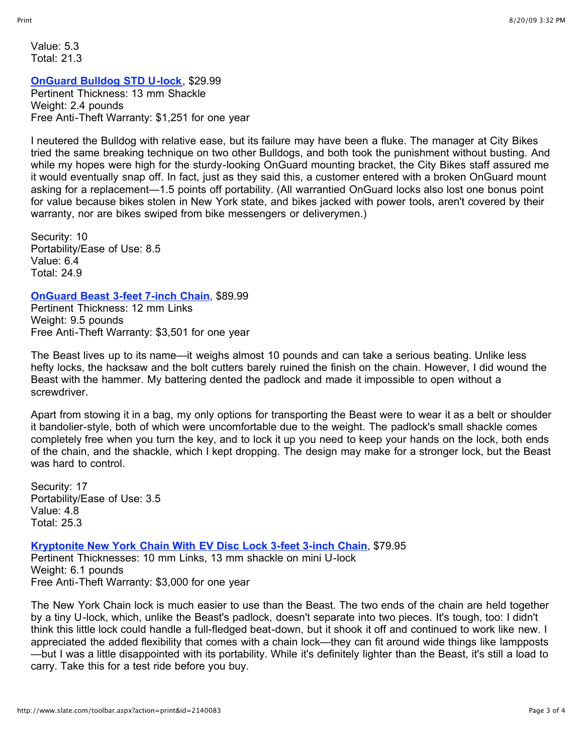Value: 5.3
Total: 21.3

**OnGuard Bulldog STD U-lock**, $29.99
Pertinent Thickness: 13 mm Shackle
Weight: 2.4 pounds
Free Anti-Theft Warranty: $1,251 for one year

I neutered the Bulldog with relative ease, but its failure may have been a fluke. The manager at City Bikes tried the same breaking technique on two other Bulldogs, and both took the punishment without busting. And while my hopes were high for the sturdy-looking OnGuard mounting bracket, the City Bikes staff assured me it would eventually snap off. In fact, just as they said this, a customer entered with a broken OnGuard mount asking for a replacement—1.5 points off portability. (All warrantied OnGuard locks also lost one bonus point for value because bikes stolen in New York state, and bikes jacked with power tools, aren't covered by their warranty, nor are bikes swiped from bike messengers or deliverymen.)

Security: 10
Portability/Ease of Use: 8.5
Value: 6.4
Total: 24.9

**OnGuard Beast 3-feet 7-inch Chain**, $89.99
Pertinent Thickness: 12 mm Links
Weight: 9.5 pounds
Free Anti-Theft Warranty: $3,501 for one year

The Beast lives up to its name—it weighs almost 10 pounds and can take a serious beating. Unlike less hefty locks, the hacksaw and the bolt cutters barely ruined the finish on the chain. However, I did wound the Beast with the hammer. My battering dented the padlock and made it impossible to open without a screwdriver.

Apart from stowing it in a bag, my only options for transporting the Beast were to wear it as a belt or shoulder it bandolier-style, both of which were uncomfortable due to the weight. The padlock's small shackle comes completely free when you turn the key, and to lock it up you need to keep your hands on the lock, both ends of the chain, and the shackle, which I kept dropping. The design may make for a stronger lock, but the Beast was hard to control.

Security: 17
Portability/Ease of Use: 3.5
Value: 4.8
Total: 25.3

**Kryptonite New York Chain With EV Disc Lock 3-feet 3-inch Chain**, $79.95
Pertinent Thicknesses: 10 mm Links, 13 mm shackle on mini U-lock
Weight: 6.1 pounds
Free Anti-Theft Warranty: $3,000 for one year

The New York Chain lock is much easier to use than the Beast. The two ends of the chain are held together by a tiny U-lock, which, unlike the Beast's padlock, doesn't separate into two pieces. It's tough, too: I didn't think this little lock could handle a full-fledged beat-down, but it shook it off and continued to work like new. I appreciated the added flexibility that comes with a chain lock—they can fit around wide things like lampposts—but I was a little disappointed with its portability. While it's definitely lighter than the Beast, it's still a load to carry. Take this for a test ride before you buy.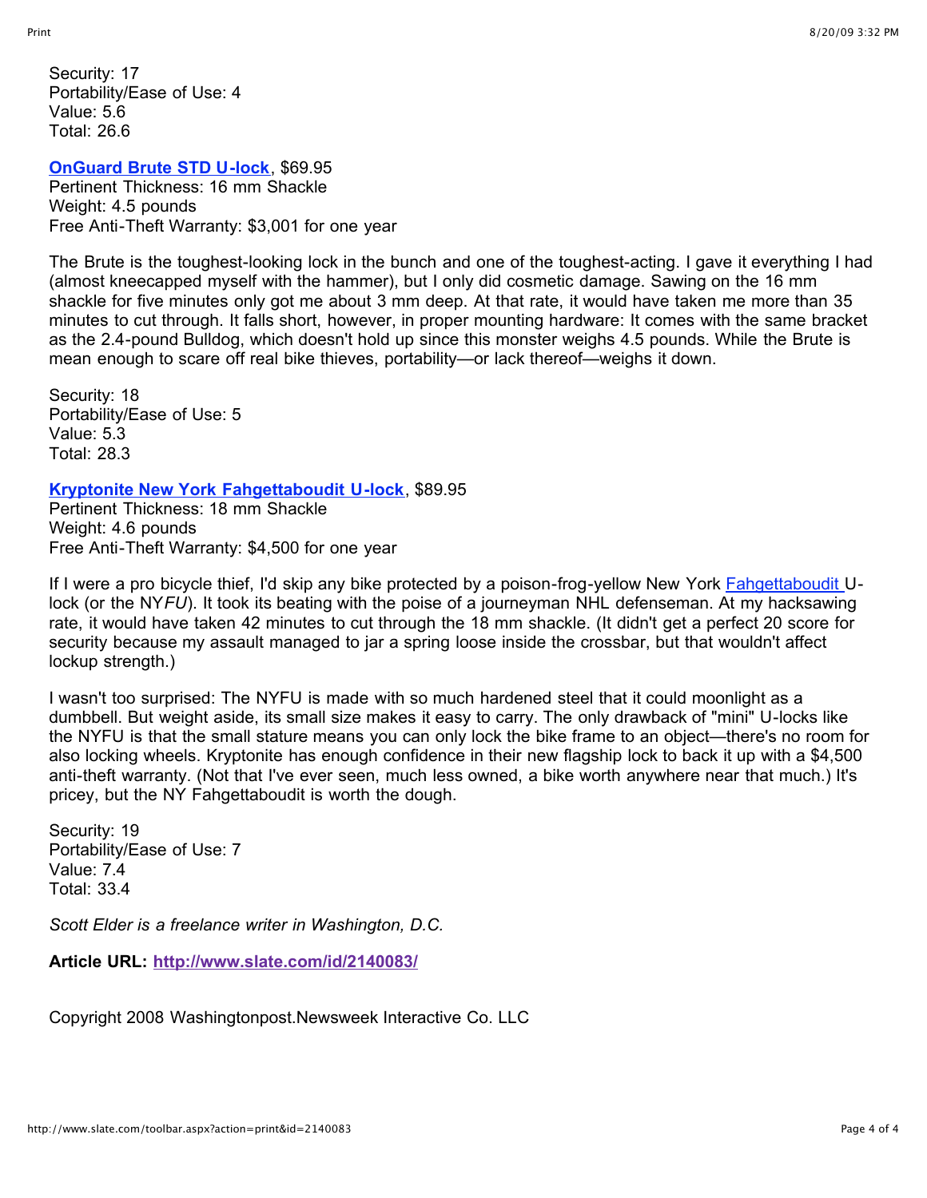Security: 17
Portability/Ease of Use: 4
Value: 5.6
Total: 26.6

**OnGuard Brute STD U-lock**, $69.95
Pertinent Thickness: 16 mm Shackle
Weight: 4.5 pounds
Free Anti-Theft Warranty: $3,001 for one year

The Brute is the toughest-looking lock in the bunch and one of the toughest-acting. I gave it everything I had (almost kneecapped myself with the hammer), but I only did cosmetic damage. Sawing on the 16 mm shackle for five minutes only got me about 3 mm deep. At that rate, it would have taken me more than 35 minutes to cut through. It falls short, however, in proper mounting hardware: It comes with the same bracket as the 2.4-pound Bulldog, which doesn't hold up since this monster weighs 4.5 pounds. While the Brute is mean enough to scare off real bike thieves, portability—or lack thereof—weighs it down.

Security: 18
Portability/Ease of Use: 5
Value: 5.3
Total: 28.3

**Kryptonite New York Fahgettaboudit U-lock**, $89.95
Pertinent Thickness: 18 mm Shackle
Weight: 4.6 pounds
Free Anti-Theft Warranty: $4,500 for one year

If I were a pro bicycle thief, I'd skip any bike protected by a poison-frog-yellow New York Fahgettaboudit U-lock (or the NY*FU*). It took its beating with the poise of a journeyman NHL defenseman. At my hacksawing rate, it would have taken 42 minutes to cut through the 18 mm shackle. (It didn't get a perfect 20 score for security because my assault managed to jar a spring loose inside the crossbar, but that wouldn't affect lockup strength.)

I wasn't too surprised: The NYFU is made with so much hardened steel that it could moonlight as a dumbbell. But weight aside, its small size makes it easy to carry. The only drawback of "mini" U-locks like the NYFU is that the small stature means you can only lock the bike frame to an object—there's no room for also locking wheels. Kryptonite has enough confidence in their new flagship lock to back it up with a $4,500 anti-theft warranty. (Not that I've ever seen, much less owned, a bike worth anywhere near that much.) It's pricey, but the NY Fahgettaboudit is worth the dough.

Security: 19
Portability/Ease of Use: 7
Value: 7.4
Total: 33.4

*Scott Elder is a freelance writer in Washington, D.C.*

**Article URL: http://www.slate.com/id/2140083/**

Copyright 2008 Washingtonpost.Newsweek Interactive Co. LLC